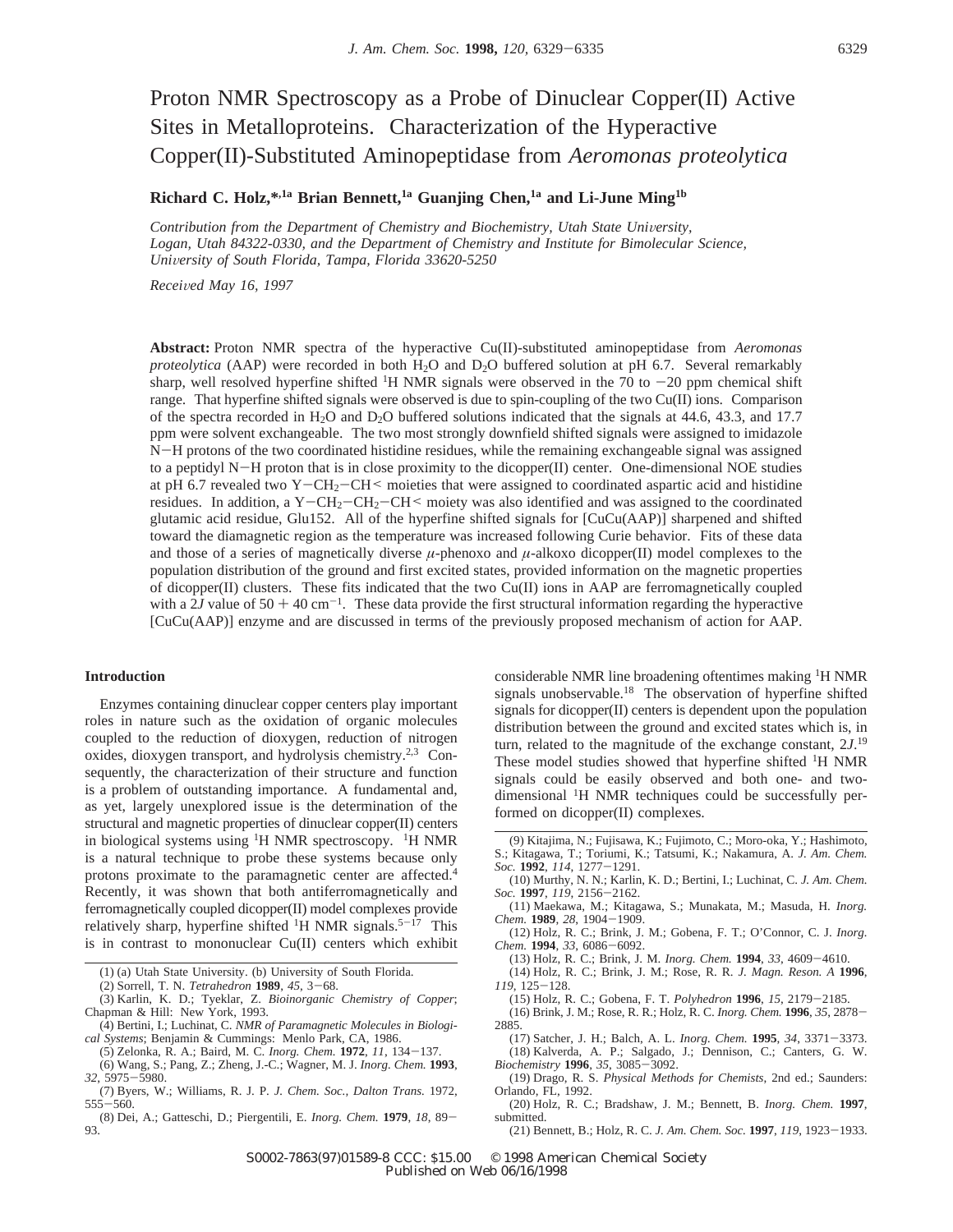# Proton NMR Spectroscopy as a Probe of Dinuclear Copper(II) Active Sites in Metalloproteins. Characterization of the Hyperactive Copper(II)-Substituted Aminopeptidase from *Aeromonas proteolytica*

**Richard C. Holz,\*[1a] Brian Bennett,[1a] Guanjing Chen,[1a] and Li-June Ming[1b]**

*Contribution from the Department of Chemistry and Biochemistry, Utah State University, Logan, Utah 84322-0330, and the Department of Chemistry and Institute for Bimolecular Science, University of South Florida, Tampa, Florida 33620-5250*

*Received May 16, 1997*

**Abstract:** Proton NMR spectra of the hyperactive Cu(II)-substituted aminopeptidase from *Aeromonas proteolytica* (AAP) were recorded in both $H_2O$ and $D_2O$ buffered solution at pH 6.7. Several remarkably sharp, well resolved hyperfine shifted $^1H$ NMR signals were observed in the 70 to −20 ppm chemical shift range. That hyperfine shifted signals were observed is due to spin-coupling of the two Cu(II) ions. Comparison of the spectra recorded in $H_2O$ and $D_2O$ buffered solutions indicated that the signals at 44.6, 43.3, and 17.7 ppm were solvent exchangeable. The two most strongly downfield shifted signals were assigned to imidazole N−H protons of the two coordinated histidine residues, while the remaining exchangeable signal was assigned to a peptidyl N−H proton that is in close proximity to the dicopper(II) center. One-dimensional NOE studies at pH 6.7 revealed two Y−$CH_2$−CH< moieties that were assigned to coordinated aspartic acid and histidine residues. In addition, a Y−$CH_2$−$CH_2$−CH< moiety was also identified and was assigned to the coordinated glutamic acid residue, Glu152. All of the hyperfine shifted signals for [CuCu(AAP)] sharpened and shifted toward the diamagnetic region as the temperature was increased following Curie behavior. Fits of these data and those of a series of magnetically diverse $\mu$-phenoxo and $\mu$-alkoxo dicopper(II) model complexes to the population distribution of the ground and first excited states, provided information on the magnetic properties of dicopper(II) clusters. These fits indicated that the two Cu(II) ions in AAP are ferromagnetically coupled with a $2J$ value of $50 + 40$ cm$^{-1}$. These data provide the first structural information regarding the hyperactive [CuCu(AAP)] enzyme and are discussed in terms of the previously proposed mechanism of action for AAP.

## Introduction

Enzymes containing dinuclear copper centers play important roles in nature such as the oxidation of organic molecules coupled to the reduction of dioxygen, reduction of nitrogen oxides, dioxygen transport, and hydrolysis chemistry.[2,3] Consequently, the characterization of their structure and function is a problem of outstanding importance. A fundamental and, as yet, largely unexplored issue is the determination of the structural and magnetic properties of dinuclear copper(II) centers in biological systems using $^1H$ NMR spectroscopy. $^1H$ NMR is a natural technique to probe these systems because only protons proximate to the paramagnetic center are affected.[4] Recently, it was shown that both antiferromagnetically and ferromagnetically coupled dicopper(II) model complexes provide relatively sharp, hyperfine shifted $^1H$ NMR signals.[5−17] This is in contrast to mononuclear Cu(II) centers which exhibit considerable NMR line broadening oftentimes making $^1H$ NMR signals unobservable.[18] The observation of hyperfine shifted signals for dicopper(II) centers is dependent upon the population distribution between the ground and excited states which is, in turn, related to the magnitude of the exchange constant, $2J$.[19] These model studies showed that hyperfine shifted $^1H$ NMR signals could be easily observed and both one- and two-dimensional $^1H$ NMR techniques could be successfully performed on dicopper(II) complexes.

(1) (a) Utah State University. (b) University of South Florida.
(2) Sorrell, T. N. *Tetrahedron* **1989**, *45*, 3−68.
(3) Karlin, K. D.; Tyeklar, Z. *Bioinorganic Chemistry of Copper*; Chapman & Hill: New York, 1993.
(4) Bertini, I.; Luchinat, C. *NMR of Paramagnetic Molecules in Biological Systems*; Benjamin & Cummings: Menlo Park, CA, 1986.
(5) Zelonka, R. A.; Baird, M. C. *Inorg. Chem.* **1972**, *11*, 134−137.
(6) Wang, S.; Pang, Z.; Zheng, J.-C.; Wagner, M. J. *Inorg. Chem.* **1993**, *32*, 5975−5980.
(7) Byers, W.; Williams, R. J. P. *J. Chem. Soc., Dalton Trans.* 1972, 555−560.
(8) Dei, A.; Gatteschi, D.; Piergentili, E. *Inorg. Chem.* **1979**, *18*, 89−93.
(9) Kitajima, N.; Fujisawa, K.; Fujimoto, C.; Moro-oka, Y.; Hashimoto, S.; Kitagawa, T.; Toriumi, K.; Tatsumi, K.; Nakamura, A. *J. Am. Chem. Soc.* **1992**, *114*, 1277−1291.
(10) Murthy, N. N.; Karlin, K. D.; Bertini, I.; Luchinat, C. *J. Am. Chem. Soc.* **1997**, *119*, 2156−2162.
(11) Maekawa, M.; Kitagawa, S.; Munakata, M.; Masuda, H. *Inorg. Chem.* **1989**, *28*, 1904−1909.
(12) Holz, R. C.; Brink, J. M.; Gobena, F. T.; O'Connor, C. J. *Inorg. Chem.* **1994**, *33*, 6086−6092.
(13) Holz, R. C.; Brink, J. M. *Inorg. Chem.* **1994**, *33*, 4609−4610.
(14) Holz, R. C.; Brink, J. M.; Rose, R. R. *J. Magn. Reson. A* **1996**, *119*, 125−128.
(15) Holz, R. C.; Gobena, F. T. *Polyhedron* **1996**, *15*, 2179−2185.
(16) Brink, J. M.; Rose, R. R.; Holz, R. C. *Inorg. Chem.* **1996**, *35*, 2878−2885.
(17) Satcher, J. H.; Balch, A. L. *Inorg. Chem.* **1995**, *34*, 3371−3373.
(18) Kalverda, A. P.; Salgado, J.; Dennison, C.; Canters, G. W. *Biochemistry* **1996**, *35*, 3085−3092.
(19) Drago, R. S. *Physical Methods for Chemists*, 2nd ed.; Saunders: Orlando, FL, 1992.
(20) Holz, R. C.; Bradshaw, J. M.; Bennett, B. *Inorg. Chem.* **1997**, submitted.
(21) Bennett, B.; Holz, R. C. *J. Am. Chem. Soc.* **1997**, *119*, 1923−1933.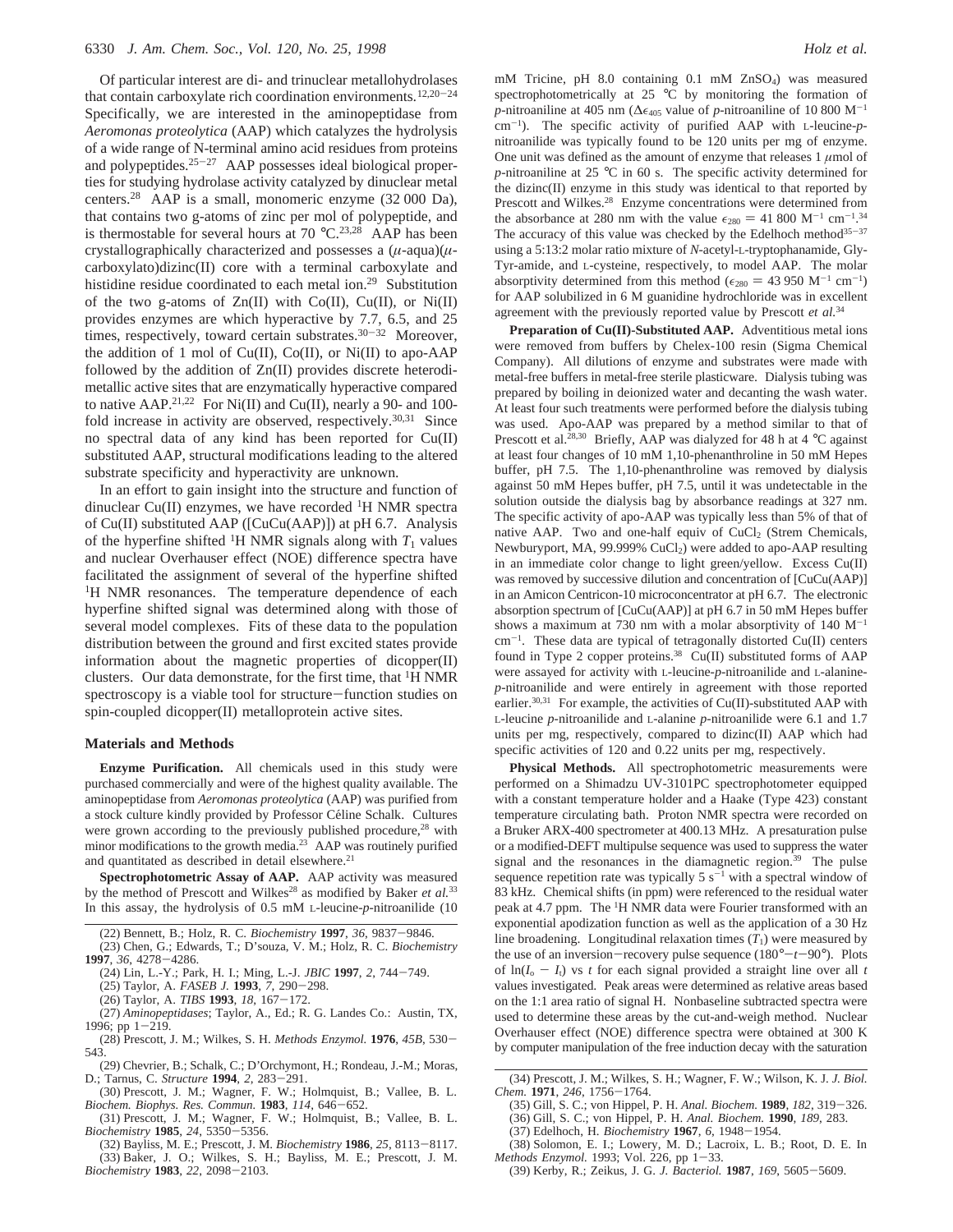Of particular interest are di- and trinuclear metallohydrolases that contain carboxylate rich coordination environments.[12,20-24] Specifically, we are interested in the aminopeptidase from *Aeromonas proteolytica* (AAP) which catalyzes the hydrolysis of a wide range of N-terminal amino acid residues from proteins and polypeptides.[25-27] AAP possesses ideal biological properties for studying hydrolase activity catalyzed by dinuclear metal centers.[28] AAP is a small, monomeric enzyme (32 000 Da), that contains two g-atoms of zinc per mol of polypeptide, and is thermostable for several hours at 70 °C.[23,28] AAP has been crystallographically characterized and possesses a ($\mu$-aqua)($\mu$-carboxylato)dizinc(II) core with a terminal carboxylate and histidine residue coordinated to each metal ion.[29] Substitution of the two g-atoms of Zn(II) with Co(II), Cu(II), or Ni(II) provides enzymes are which hyperactive by 7.7, 6.5, and 25 times, respectively, toward certain substrates.[30-32] Moreover, the addition of 1 mol of Cu(II), Co(II), or Ni(II) to apo-AAP followed by the addition of Zn(II) provides discrete heterodimetallic active sites that are enzymatically hyperactive compared to native AAP.[21,22] For Ni(II) and Cu(II), nearly a 90- and 100-fold increase in activity are observed, respectively.[30,31] Since no spectral data of any kind has been reported for Cu(II) substituted AAP, structural modifications leading to the altered substrate specificity and hyperactivity are unknown.

In an effort to gain insight into the structure and function of dinuclear Cu(II) enzymes, we have recorded $^1$H NMR spectra of Cu(II) substituted AAP ([CuCu(AAP)]) at pH 6.7. Analysis of the hyperfine shifted $^1$H NMR signals along with $T_1$ values and nuclear Overhauser effect (NOE) difference spectra have facilitated the assignment of several of the hyperfine shifted $^1$H NMR resonances. The temperature dependence of each hyperfine shifted signal was determined along with those of several model complexes. Fits of these data to the population distribution between the ground and first excited states provide information about the magnetic properties of dicopper(II) clusters. Our data demonstrate, for the first time, that $^1$H NMR spectroscopy is a viable tool for structure–function studies on spin-coupled dicopper(II) metalloprotein active sites.

## Materials and Methods

**Enzyme Purification.** All chemicals used in this study were purchased commercially and were of the highest quality available. The aminopeptidase from *Aeromonas proteolytica* (AAP) was purified from a stock culture kindly provided by Professor Céline Schalk. Cultures were grown according to the previously published procedure,[28] with minor modifications to the growth media.[23] AAP was routinely purified and quantitated as described in detail elsewhere.[21]

**Spectrophotometric Assay of AAP.** AAP activity was measured by the method of Prescott and Wilkes[28] as modified by Baker *et al.*[33] In this assay, the hydrolysis of 0.5 mM L-leucine-*p*-nitroanilide (10 mM Tricine, pH 8.0 containing 0.1 mM $ZnSO_4$) was measured spectrophotometrically at 25 °C by monitoring the formation of *p*-nitroaniline at 405 nm ($\Delta\epsilon_{405}$ value of *p*-nitroaniline of 10 800 $M^{-1}$ $cm^{-1}$). The specific activity of purified AAP with L-leucine-*p*-nitroanilide was typically found to be 120 units per mg of enzyme. One unit was defined as the amount of enzyme that releases 1 $\mu$mol of *p*-nitroaniline at 25 °C in 60 s. The specific activity determined for the dizinc(II) enzyme in this study was identical to that reported by Prescott and Wilkes.[28] Enzyme concentrations were determined from the absorbance at 280 nm with the value $\epsilon_{280}$ = 41 800 $M^{-1}$ $cm^{-1}$.[34] The accuracy of this value was checked by the Edelhoch method[35-37] using a 5:13:2 molar ratio mixture of *N*-acetyl-L-tryptophanamide, Gly-Tyr-amide, and L-cysteine, respectively, to model AAP. The molar absorptivity determined from this method ($\epsilon_{280}$ = 43 950 $M^{-1}$ $cm^{-1}$) for AAP solubilized in 6 M guanidine hydrochloride was in excellent agreement with the previously reported value by Prescott *et al.*[34]

**Preparation of Cu(II)-Substituted AAP.** Adventitious metal ions were removed from buffers by Chelex-100 resin (Sigma Chemical Company). All dilutions of enzyme and substrates were made with metal-free buffers in metal-free sterile plasticware. Dialysis tubing was prepared by boiling in deionized water and decanting the wash water. At least four such treatments were performed before the dialysis tubing was used. Apo-AAP was prepared by a method similar to that of Prescott et al.[28,30] Briefly, AAP was dialyzed for 48 h at 4 °C against at least four changes of 10 mM 1,10-phenanthroline in 50 mM Hepes buffer, pH 7.5. The 1,10-phenanthroline was removed by dialysis against 50 mM Hepes buffer, pH 7.5, until it was undetectable in the solution outside the dialysis bag by absorbance readings at 327 nm. The specific activity of apo-AAP was typically less than 5% of that of native AAP. Two and one-half equiv of $CuCl_2$ (Strem Chemicals, Newburyport, MA, 99.999% $CuCl_2$) were added to apo-AAP resulting in an immediate color change to light green/yellow. Excess Cu(II) was removed by successive dilution and concentration of [CuCu(AAP)] in an Amicon Centricon-10 microconcentrator at pH 6.7. The electronic absorption spectrum of [CuCu(AAP)] at pH 6.7 in 50 mM Hepes buffer shows a maximum at 730 nm with a molar absorptivity of 140 $M^{-1}$ $cm^{-1}$. These data are typical of tetragonally distorted Cu(II) centers found in Type 2 copper proteins.[38] Cu(II) substituted forms of AAP were assayed for activity with L-leucine-*p*-nitroanilide and L-alanine-*p*-nitroanilide and were entirely in agreement with those reported earlier.[30,31] For example, the activities of Cu(II)-substituted AAP with L-leucine *p*-nitroanilide and L-alanine *p*-nitroanilide were 6.1 and 1.7 units per mg, respectively, compared to dizinc(II) AAP which had specific activities of 120 and 0.22 units per mg, respectively.

**Physical Methods.** All spectrophotometric measurements were performed on a Shimadzu UV-3101PC spectrophotometer equipped with a constant temperature holder and a Haake (Type 423) constant temperature circulating bath. Proton NMR spectra were recorded on a Bruker ARX-400 spectrometer at 400.13 MHz. A presaturation pulse or a modified-DEFT multipulse sequence was used to suppress the water signal and the resonances in the diamagnetic region.[39] The pulse sequence repetition rate was typically 5 $s^{-1}$ with a spectral window of 83 kHz. Chemical shifts (in ppm) were referenced to the residual water peak at 4.7 ppm. The $^1$H NMR data were Fourier transformed with an exponential apodization function as well as the application of a 30 Hz line broadening. Longitudinal relaxation times ($T_1$) were measured by the use of an inversion–recovery pulse sequence (180°–$t$–90°). Plots of $\ln(I_o - I_t)$ vs $t$ for each signal provided a straight line over all $t$ values investigated. Peak areas were determined as relative areas based on the 1:1 area ratio of signal H. Nonbaseline subtracted spectra were used to determine these areas by the cut-and-weigh method. Nuclear Overhauser effect (NOE) difference spectra were obtained at 300 K by computer manipulation of the free induction decay with the saturation

(22) Bennett, B.; Holz, R. C. *Biochemistry* **1997**, *36*, 9837–9846.

(23) Chen, G.; Edwards, T.; D'souza, V. M.; Holz, R. C. *Biochemistry* **1997**, *36*, 4278–4286.

(24) Lin, L.-Y.; Park, H. I.; Ming, L.-J. *JBIC* **1997**, *2*, 744–749.

(25) Taylor, A. *FASEB J.* **1993**, *7*, 290–298.

(26) Taylor, A. *TIBS* **1993**, *18*, 167–172.

(27) *Aminopeptidases*; Taylor, A., Ed.; R. G. Landes Co.: Austin, TX, 1996; pp 1–219.

(28) Prescott, J. M.; Wilkes, S. H. *Methods Enzymol.* **1976**, *45B*, 530–543.

(29) Chevrier, B.; Schalk, C.; D'Orchymont, H.; Rondeau, J.-M.; Moras, D.; Tarnus, C. *Structure* **1994**, *2*, 283–291.

(30) Prescott, J. M.; Wagner, F. W.; Holmquist, B.; Vallee, B. L. *Biochem. Biophys. Res. Commun.* **1983**, *114*, 646–652.

(31) Prescott, J. M.; Wagner, F. W.; Holmquist, B.; Vallee, B. L. *Biochemistry* **1985**, *24*, 5350–5356.

(32) Bayliss, M. E.; Prescott, J. M. *Biochemistry* **1986**, *25*, 8113–8117.

(33) Baker, J. O.; Wilkes, S. H.; Bayliss, M. E.; Prescott, J. M. *Biochemistry* **1983**, *22*, 2098–2103.

(34) Prescott, J. M.; Wilkes, S. H.; Wagner, F. W.; Wilson, K. J. *J. Biol. Chem.* **1971**, *246*, 1756–1764.

(35) Gill, S. C.; von Hippel, P. H. *Anal. Biochem.* **1989**, *182*, 319–326.

(36) Gill, S. C.; von Hippel, P. H. *Anal. Biochem.* **1990**, *189*, 283.

(37) Edelhoch, H. *Biochemistry* **1967**, *6*, 1948–1954.

(38) Solomon, E. I.; Lowery, M. D.; Lacroix, L. B.; Root, D. E. In *Methods Enzymol.* 1993; Vol. 226, pp 1–33.

(39) Kerby, R.; Zeikus, J. G. *J. Bacteriol.* **1987**, *169*, 5605–5609.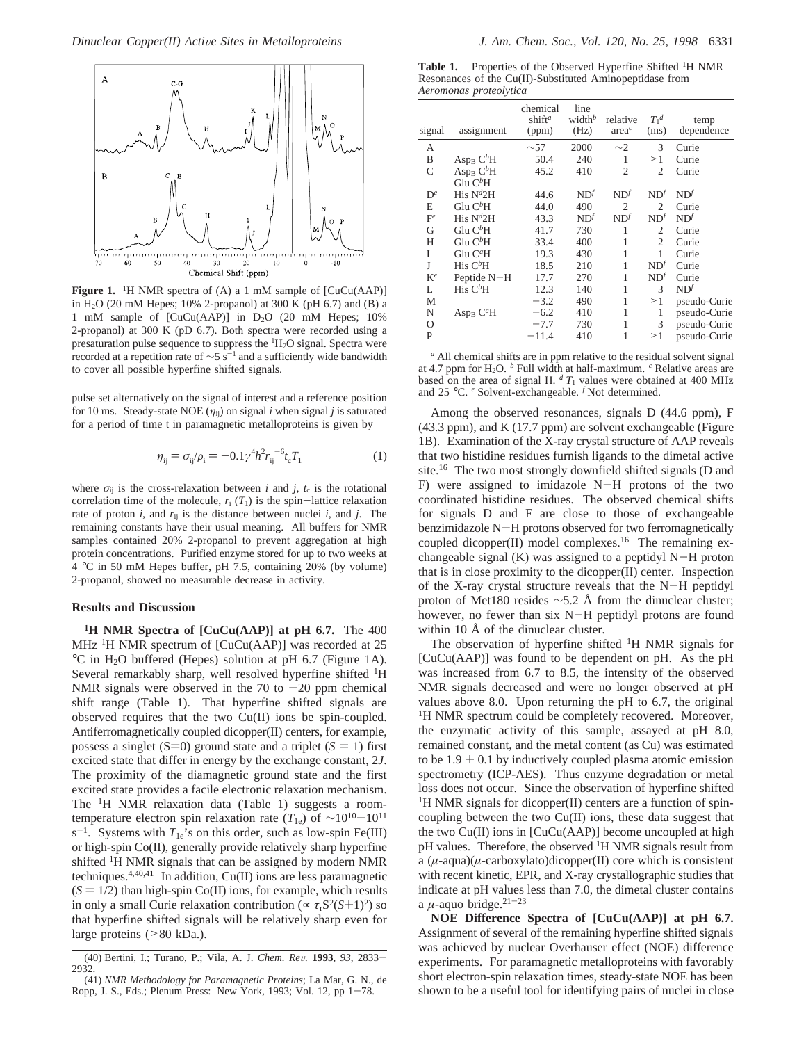**Figure 1.** $^1$H NMR spectra of (A) a 1 mM sample of [CuCu(AAP)] in $H_2O$ (20 mM Hepes; 10% 2-propanol) at 300 K (pH 6.7) and (B) a 1 mM sample of [CuCu(AAP)] in $D_2O$ (20 mM Hepes; 10% 2-propanol) at 300 K (pD 6.7). Both spectra were recorded using a presaturation pulse sequence to suppress the $^1H_2O$ signal. Spectra were recorded at a repetition rate of ~5 s$^{-1}$ and a sufficiently wide bandwidth to cover all possible hyperfine shifted signals.

pulse set alternatively on the signal of interest and a reference position for 10 ms. Steady-state NOE ($\eta_{ij}$) on signal *i* when signal *j* is saturated for a period of time t in paramagnetic metalloproteins is given by

$$\eta_{ij} = \sigma_{ij}/\rho_i = -0.1\gamma^4 h^2 r_{ij}^{-6} t_c T_1 \quad (1)$$

where $\sigma_{ij}$ is the cross-relaxation between *i* and *j*, $t_c$ is the rotational correlation time of the molecule, $r_i$ ($T_1$) is the spin–lattice relaxation rate of proton *i*, and $r_{ij}$ is the distance between nuclei *i*, and *j*. The remaining constants have their usual meaning. All buffers for NMR samples contained 20% 2-propanol to prevent aggregation at high protein concentrations. Purified enzyme stored for up to two weeks at 4 °C in 50 mM Hepes buffer, pH 7.5, containing 20% (by volume) 2-propanol, showed no measurable decrease in activity.

## Results and Discussion

**$^1$H NMR Spectra of [CuCu(AAP)] at pH 6.7.** The 400 MHz $^1$H NMR spectrum of [CuCu(AAP)] was recorded at 25 °C in $H_2O$ buffered (Hepes) solution at pH 6.7 (Figure 1A). Several remarkably sharp, well resolved hyperfine shifted $^1$H NMR signals were observed in the 70 to −20 ppm chemical shift range (Table 1). That hyperfine shifted signals are observed requires that the two Cu(II) ions be spin-coupled. Antiferromagnetically coupled dicopper(II) centers, for example, possess a singlet (S=0) ground state and a triplet ($S$ = 1) first excited state that differ in energy by the exchange constant, 2*J*. The proximity of the diamagnetic ground state and the first excited state provides a facile electronic relaxation mechanism. The $^1$H NMR relaxation data (Table 1) suggests a room-temperature electron spin relaxation rate ($T_{1e}$) of ~10$^{10}$–10$^{11}$ s$^{-1}$. Systems with $T_{1e}$'s on this order, such as low-spin Fe(III) or high-spin Co(II), generally provide relatively sharp hyperfine shifted $^1$H NMR signals that can be assigned by modern NMR techniques.[4,40,41] In addition, Cu(II) ions are less paramagnetic ($S$ = 1/2) than high-spin Co(II) ions, for example, which results in only a small Curie relaxation contribution ($\propto \tau_r S^2(S+1)^2$) so that hyperfine shifted signals will be relatively sharp even for large proteins (>80 kDa.).

(40) Bertini, I.; Turano, P.; Vila, A. J. *Chem. Rev.* **1993**, *93*, 2833–2932.

(41) *NMR Methodology for Paramagnetic Proteins*; La Mar, G. N., de Ropp, J. S., Eds.; Plenum Press: New York, 1993; Vol. 12, pp 1–78.

**Table 1.** Properties of the Observed Hyperfine Shifted $^1$H NMR Resonances of the Cu(II)-Substituted Aminopeptidase from *Aeromonas proteolytica*

| signal | assignment | chemical shift[a] (ppm) | line width[b] (Hz) | relative area[c] | $T_1$[d] (ms) | temp dependence |
|---|---|---|---|---|---|---|
| A | | ~57 | 2000 | ~2 | 3 | Curie |
| B | $Asp_B$ $C^bH$ | 50.4 | 240 | 1 | >1 | Curie |
| C | $Asp_B$ $C^bH$ Glu $C^bH$ | 45.2 | 410 | 2 | 2 | Curie |
| D[e] | His $N^d2H$ | 44.6 | ND[f] | ND[f] | ND[f] | ND[f] |
| E | Glu $C^bH$ | 44.0 | 490 | 2 | 2 | Curie |
| F[e] | His $N^d2H$ | 43.3 | ND[f] | ND[f] | ND[f] | ND[f] |
| G | Glu $C^bH$ | 41.7 | 730 | 1 | 2 | Curie |
| H | Glu $C^bH$ | 33.4 | 400 | 1 | 2 | Curie |
| I | Glu $C^aH$ | 19.3 | 430 | 1 | 1 | Curie |
| J | His $C^bH$ | 18.5 | 210 | 1 | ND[f] | Curie |
| K[e] | Peptide N−H | 17.7 | 270 | 1 | ND[f] | Curie |
| L | His $C^bH$ | 12.3 | 140 | 1 | 3 | ND[f] |
| M | | −3.2 | 490 | 1 | >1 | pseudo-Curie |
| N | $Asp_B$ $C^aH$ | −6.2 | 410 | 1 | 1 | pseudo-Curie |
| O | | −7.7 | 730 | 1 | 3 | pseudo-Curie |
| P | | −11.4 | 410 | 1 | >1 | pseudo-Curie |

[a] All chemical shifts are in ppm relative to the residual solvent signal at 4.7 ppm for $H_2O$. [b] Full width at half-maximum. [c] Relative areas are based on the area of signal H. [d] $T_1$ values were obtained at 400 MHz and 25 °C. [e] Solvent-exchangeable. [f] Not determined.

Among the observed resonances, signals D (44.6 ppm), F (43.3 ppm), and K (17.7 ppm) are solvent exchangeable (Figure 1B). Examination of the X-ray crystal structure of AAP reveals that two histidine residues furnish ligands to the dimetal active site.[16] The two most strongly downfield shifted signals (D and F) were assigned to imidazole N−H protons of the two coordinated histidine residues. The observed chemical shifts for signals D and F are close to those of exchangeable benzimidazole N−H protons observed for two ferromagnetically coupled dicopper(II) model complexes.[16] The remaining exchangeable signal (K) was assigned to a peptidyl N−H proton that is in close proximity to the dicopper(II) center. Inspection of the X-ray crystal structure reveals that the N−H peptidyl proton of Met180 resides ~5.2 Å from the dinuclear cluster; however, no fewer than six N−H peptidyl protons are found within 10 Å of the dinuclear cluster.

The observation of hyperfine shifted $^1$H NMR signals for [CuCu(AAP)] was found to be dependent on pH. As the pH was increased from 6.7 to 8.5, the intensity of the observed NMR signals decreased and were no longer observed at pH values above 8.0. Upon returning the pH to 6.7, the original $^1$H NMR spectrum could be completely recovered. Moreover, the enzymatic activity of this sample, assayed at pH 8.0, remained constant, and the metal content (as Cu) was estimated to be 1.9 ± 0.1 by inductively coupled plasma atomic emission spectrometry (ICP-AES). Thus enzyme degradation or metal loss does not occur. Since the observation of hyperfine shifted $^1$H NMR signals for dicopper(II) centers are a function of spin-coupling between the two Cu(II) ions, these data suggest that the two Cu(II) ions in [CuCu(AAP)] become uncoupled at high pH values. Therefore, the observed $^1$H NMR signals result from a ($\mu$-aqua)($\mu$-carboxylato)dicopper(II) core which is consistent with recent kinetic, EPR, and X-ray crystallographic studies that indicate at pH values less than 7.0, the dimetal cluster contains a $\mu$-aquo bridge.[21−23]

**NOE Difference Spectra of [CuCu(AAP)] at pH 6.7.** Assignment of several of the remaining hyperfine shifted signals was achieved by nuclear Overhauser effect (NOE) difference experiments. For paramagnetic metalloproteins with favorably short electron-spin relaxation times, steady-state NOE has been shown to be a useful tool for identifying pairs of nuclei in close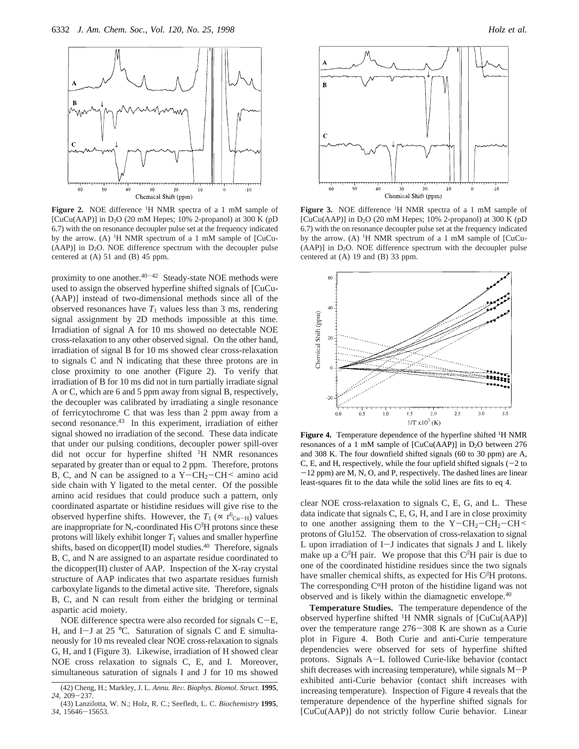**Figure 2.** NOE difference $^1$H NMR spectra of a 1 mM sample of [CuCu(AAP)] in $D_2O$ (20 mM Hepes; 10% 2-propanol) at 300 K (pD 6.7) with the on resonance decoupler pulse set at the frequency indicated by the arrow. (A) $^1$H NMR spectrum of a 1 mM sample of [CuCu-(AAP)] in $D_2O$. NOE difference spectrum with the decoupler pulse centered at (A) 51 and (B) 45 ppm.

**Figure 3.** NOE difference $^1$H NMR spectra of a 1 mM sample of [CuCu(AAP)] in $D_2O$ (20 mM Hepes; 10% 2-propanol) at 300 K (pD 6.7) with the on resonance decoupler pulse set at the frequency indicated by the arrow. (A) $^1$H NMR spectrum of a 1 mM sample of [CuCu-(AAP)] in $D_2O$. NOE difference spectrum with the decoupler pulse centered at (A) 19 and (B) 33 ppm.

proximity to one another.[40−42] Steady-state NOE methods were used to assign the observed hyperfine shifted signals of [CuCu-(AAP)] instead of two-dimensional methods since all of the observed resonances have $T_1$ values less than 3 ms, rendering signal assignment by 2D methods impossible at this time. Irradiation of signal A for 10 ms showed no detectable NOE cross-relaxation to any other observed signal. On the other hand, irradiation of signal B for 10 ms showed clear cross-relaxation to signals C and N indicating that these three protons are in close proximity to one another (Figure 2). To verify that irradiation of B for 10 ms did not in turn partially irradiate signal A or C, which are 6 and 5 ppm away from signal B, respectively, the decoupler was calibrated by irradiating a single resonance of ferricytochrome C that was less than 2 ppm away from a second resonance.[43] In this experiment, irradiation of either signal showed no irradiation of the second. These data indicate that under our pulsing conditions, decoupler power spill-over did not occur for hyperfine shifted $^1$H NMR resonances separated by greater than or equal to 2 ppm. Therefore, protons B, C, and N can be assigned to a Y−CH$_2$−CH< amino acid side chain with Y ligated to the metal center. Of the possible amino acid residues that could produce such a pattern, only coordinated aspartate or histidine residues will give rise to the observed hyperfine shifts. However, the $T_1$ ($\propto r^6_{\text{Cu-H}}$) values are inappropriate for N$_\epsilon$-coordinated His C$^\beta$H protons since these protons will likely exhibit longer $T_1$ values and smaller hyperfine shifts, based on dicopper(II) model studies.[40] Therefore, signals B, C, and N are assigned to an aspartate residue coordinated to the dicopper(II) cluster of AAP. Inspection of the X-ray crystal structure of AAP indicates that two aspartate residues furnish carboxylate ligands to the dimetal active site. Therefore, signals B, C, and N can result from either the bridging or terminal aspartic acid moiety.

NOE difference spectra were also recorded for signals C−E, H, and I−J at 25 °C. Saturation of signals C and E simultaneously for 10 ms revealed clear NOE cross-relaxation to signals G, H, and I (Figure 3). Likewise, irradiation of H showed clear NOE cross relaxation to signals C, E, and I. Moreover, simultaneous saturation of signals I and J for 10 ms showed clear NOE cross-relaxation to signals C, E, G, and L. These data indicate that signals C, E, G, H, and I are in close proximity to one another assigning them to the Y−CH$_2$−CH$_2$−CH< protons of Glu152. The observation of cross-relaxation to signal L upon irradiation of I−J indicates that signals J and L likely make up a C$^\beta$H pair. We propose that this C$^\beta$H pair is due to one of the coordinated histidine residues since the two signals have smaller chemical shifts, as expected for His C$^\beta$H protons. The corresponding C$^\alpha$H proton of the histidine ligand was not observed and is likely within the diamagnetic envelope.[40]

**Figure 4.** Temperature dependence of the hyperfine shifted $^1$H NMR resonances of a 1 mM sample of [CuCu(AAP)] in $D_2O$ between 276 and 308 K. The four downfield shifted signals (60 to 30 ppm) are A, C, E, and H, respectively, while the four upfield shifted signals (−2 to −12 ppm) are M, N, O, and P, respectively. The dashed lines are linear least-squares fit to the data while the solid lines are fits to eq 4.

**Temperature Studies.** The temperature dependence of the observed hyperfine shifted $^1$H NMR signals of [CuCu(AAP)] over the temperature range 276−308 K are shown as a Curie plot in Figure 4. Both Curie and anti-Curie temperature dependencies were observed for sets of hyperfine shifted protons. Signals A−L followed Curie-like behavior (contact shift decreases with increasing temperature), while signals M−P exhibited anti-Curie behavior (contact shift increases with increasing temperature). Inspection of Figure 4 reveals that the temperature dependence of the hyperfine shifted signals for [CuCu(AAP)] do not strictly follow Curie behavior. Linear

(42) Cheng, H.; Markley, J. L. *Annu. Rev. Biophys. Biomol. Struct.* **1995**, *24*, 209−237.

(43) Lanzilotta, W. N.; Holz, R. C.; Seefeldt, L. C. *Biochemistry* **1995**, *34*, 15646−15653.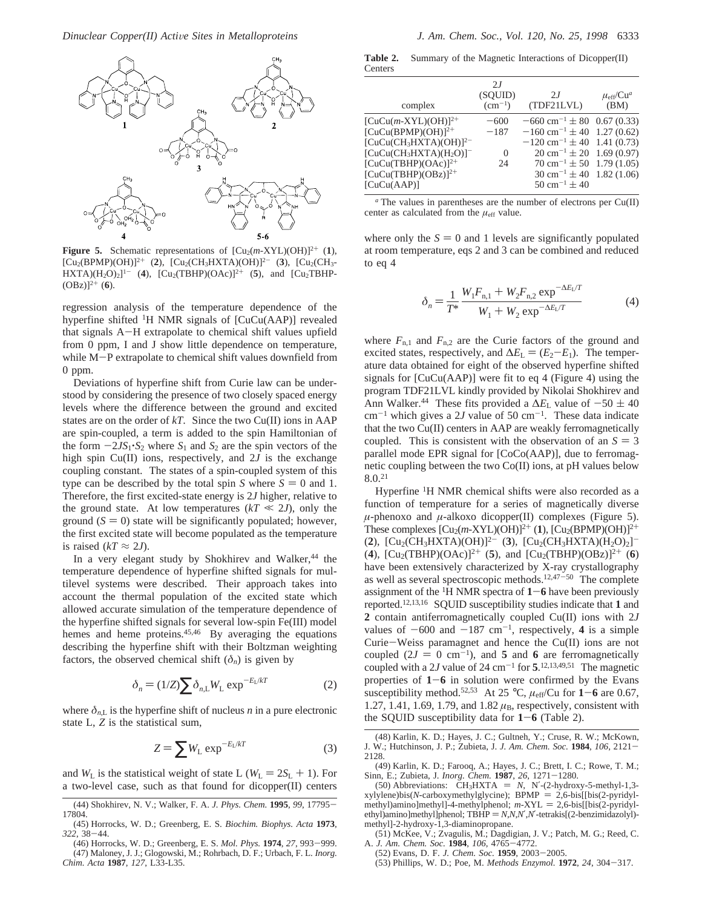**Figure 5.** Schematic representations of $[Cu_2(m\text{-XYL})(OH)]^{2+}$ (**1**), $[Cu_2(BPMP)(OH)]^{2+}$ (**2**), $[Cu_2(CH_3HXTA)(OH)]^{2-}$ (**3**), $[Cu_2(CH_3HXTA)(H_2O)_2]^{1-}$ (**4**), $[Cu_2(TBHP)(OAc)]^{2+}$ (**5**), and $[Cu_2TBHP(OBz)]^{2+}$ (**6**).

regression analysis of the temperature dependence of the hyperfine shifted $^1$H NMR signals of [CuCu(AAP)] revealed that signals A–H extrapolate to chemical shift values upfield from 0 ppm, I and J show little dependence on temperature, while M–P extrapolate to chemical shift values downfield from 0 ppm.

Deviations of hyperfine shift from Curie law can be understood by considering the presence of two closely spaced energy levels where the difference between the ground and excited states are on the order of $kT$. Since the two Cu(II) ions in AAP are spin-coupled, a term is added to the spin Hamiltonian of the form $-2JS_1 \cdot S_2$ where $S_1$ and $S_2$ are the spin vectors of the high spin Cu(II) ions, respectively, and $2J$ is the exchange coupling constant. The states of a spin-coupled system of this type can be described by the total spin $S$ where $S = 0$ and 1. Therefore, the first excited-state energy is $2J$ higher, relative to the ground state. At low temperatures ($kT \ll 2J$), only the ground ($S = 0$) state will be significantly populated; however, the first excited state will become populated as the temperature is raised ($kT \approx 2J$).

In a very elegant study by Shokhirev and Walker,[44] the temperature dependence of hyperfine shifted signals for multilevel systems were described. Their approach takes into account the thermal population of the excited state which allowed accurate simulation of the temperature dependence of the hyperfine shifted signals for several low-spin Fe(III) model hemes and heme proteins.[45,46] By averaging the equations describing the hyperfine shift with their Boltzman weighting factors, the observed chemical shift ($\delta_n$) is given by

$$\delta_n = (1/Z)\sum \delta_{n,L} W_L \exp^{-E_L/kT} \tag{2}$$

where $\delta_{n,L}$ is the hyperfine shift of nucleus $n$ in a pure electronic state L, $Z$ is the statistical sum,

$$Z = \sum W_L \exp^{-E_L/kT} \tag{3}$$

and $W_L$ is the statistical weight of state L ($W_L = 2S_L + 1$). For a two-level case, such as that found for dicopper(II) centers where only the $S = 0$ and 1 levels are significantly populated at room temperature, eqs 2 and 3 can be combined and reduced to eq 4

$$\delta_n = \frac{1}{T^*} \frac{W_1 F_{n,1} + W_2 F_{n,2} \exp^{-\Delta E_L/T}}{W_1 + W_2 \exp^{-\Delta E_L/T}} \tag{4}$$

where $F_{n,1}$ and $F_{n,2}$ are the Curie factors of the ground and excited states, respectively, and $\Delta E_L = (E_2 - E_1)$. The temperature data obtained for eight of the observed hyperfine shifted signals for [CuCu(AAP)] were fit to eq 4 (Figure 4) using the program TDF21LVL kindly provided by Nikolai Shokhirev and Ann Walker.[44] These fits provided a $\Delta E_L$ value of $-50 \pm 40$ cm$^{-1}$ which gives a $2J$ value of 50 cm$^{-1}$. These data indicate that the two Cu(II) centers in AAP are weakly ferromagnetically coupled. This is consistent with the observation of an $S = 3$ parallel mode EPR signal for [CoCo(AAP)], due to ferromagnetic coupling between the two Co(II) ions, at pH values below 8.0.[21]

Hyperfine $^1$H NMR chemical shifts were also recorded as a function of temperature for a series of magnetically diverse $\mu$-phenoxo and $\mu$-alkoxo dicopper(II) complexes (Figure 5). These complexes $[Cu_2(m\text{-XYL})(OH)]^{2+}$ (**1**), $[Cu_2(BPMP)(OH)]^{2+}$ (**2**), $[Cu_2(CH_3HXTA)(OH)]^{2-}$ (**3**), $[Cu_2(CH_3HXTA)(H_2O)_2]^{-}$ (**4**), $[Cu_2(TBHP)(OAc)]^{2+}$ (**5**), and $[Cu_2(TBHP)(OBz)]^{2+}$ (**6**) have been extensively characterized by X-ray crystallography as well as several spectroscopic methods.[12,47–50] The complete assignment of the $^1$H NMR spectra of **1**–**6** have been previously reported.[12,13,16] SQUID susceptibility studies indicate that **1** and **2** contain antiferromagnetically coupled Cu(II) ions with $2J$ values of $-600$ and $-187$ cm$^{-1}$, respectively, **4** is a simple Curie–Weiss paramagnet and hence the Cu(II) ions are not coupled ($2J = 0$ cm$^{-1}$), and **5** and **6** are ferromagnetically coupled with a $2J$ value of 24 cm$^{-1}$ for **5**.[12,13,49,51] The magnetic properties of **1**–**6** were confirmed by the Evans susceptibility method.[52,53] At 25 °C, $\mu_{eff}$/Cu for **1**–**6** are 0.67, 1.27, 1.41, 1.69, 1.79, and 1.82 $\mu_B$, respectively, consistent with the SQUID susceptibility data for **1**–**6** (Table 2).

**Table 2.** Summary of the Magnetic Interactions of Dicopper(II) Centers

| complex | $2J$ (SQUID) (cm$^{-1}$) | $2J$ (TDF21LVL) | $\mu_{eff}$/Cu$^a$ (BM) |
|---|---|---|---|
| $[CuCu(m\text{-XYL})(OH)]^{2+}$ | $-600$ | $-660$ cm$^{-1} \pm 80$ | 0.67 (0.33) |
| $[CuCu(BPMP)(OH)]^{2+}$ | $-187$ | $-160$ cm$^{-1} \pm 40$ | 1.27 (0.62) |
| $[CuCu(CH_3HXTA)(OH)]^{2-}$ | | $-120$ cm$^{-1} \pm 40$ | 1.41 (0.73) |
| $[CuCu(CH_3HXTA)(H_2O)]^{-}$ | 0 | 20 cm$^{-1} \pm 20$ | 1.69 (0.97) |
| $[CuCu(TBHP)(OAc)]^{2+}$ | 24 | 70 cm$^{-1} \pm 50$ | 1.79 (1.05) |
| $[CuCu(TBHP)(OBz)]^{2+}$ | | 30 cm$^{-1} \pm 40$ | 1.82 (1.06) |
| [CuCu(AAP)] | | 50 cm$^{-1} \pm 40$ | |

$^a$ The values in parentheses are the number of electrons per Cu(II) center as calculated from the $\mu_{eff}$ value.

(44) Shokhirev, N. V.; Walker, F. A. *J. Phys. Chem.* **1995**, *99*, 17795–17804.

(45) Horrocks, W. D.; Greenberg, E. S. *Biochim. Biophys. Acta* **1973**, *322*, 38–44.

(46) Horrocks, W. D.; Greenberg, E. S. *Mol. Phys.* **1974**, *27*, 993–999.

(47) Maloney, J. J.; Glogowski, M.; Rohrbach, D. F.; Urbach, F. L. *Inorg. Chim. Acta* **1987**, *127*, L33-L35.

(48) Karlin, K. D.; Hayes, J. C.; Gultneh, Y.; Cruse, R. W.; McKown, J. W.; Hutchinson, J. P.; Zubieta, J. *J. Am. Chem. Soc.* **1984**, *106*, 2121–2128.

(49) Karlin, K. D.; Farooq, A.; Hayes, J. C.; Brett, I. C.; Rowe, T. M.; Sinn, E.; Zubieta, J. *Inorg. Chem.* **1987**, *26*, 1271–1280.

(50) Abbreviations: CH$_3$HXTA = *N*, N′-(2-hydroxy-5-methyl-1,3-xylylene)bis(*N*-carboxymethylglycine); BPMP = 2,6-bis[[bis(2-pyridylmethyl)amino]methyl]-4-methylphenol; *m*-XYL = 2,6-bis[[bis(2-pyridylethyl)amino]methyl]phenol; TBHP = *N,N,N′,N′*-tetrakis[(2-benzimidazolyl)methyl]-2-hydroxy-1,3-diaminopropane.

(51) McKee, V.; Zvagulis, M.; Dagdigian, J. V.; Patch, M. G.; Reed, C. A. *J. Am. Chem. Soc.* **1984**, *106*, 4765–4772.

(52) Evans, D. F. *J. Chem. Soc.* **1959**, 2003–2005.

(53) Phillips, W. D.; Poe, M. *Methods Enzymol.* **1972**, *24*, 304–317.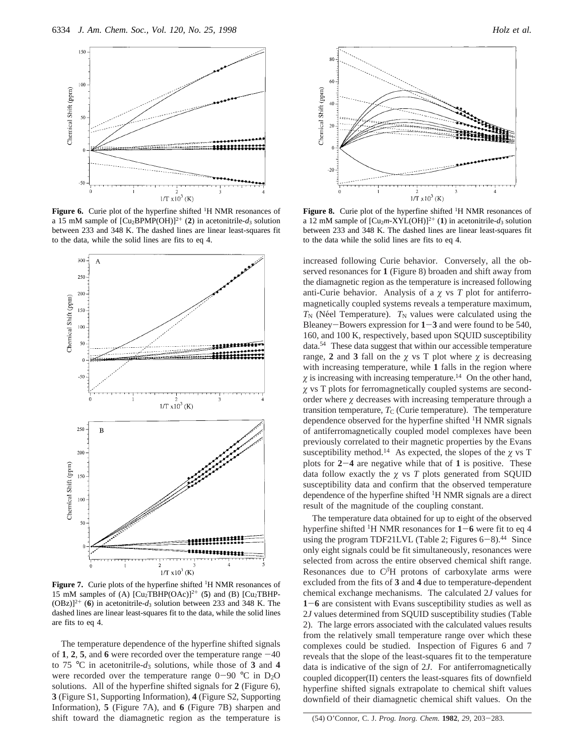**Figure 6.** Curie plot of the hyperfine shifted $^1$H NMR resonances of a 15 mM sample of $[Cu_2BPMP(OH)]^{2+}$ (**2**) in acetonitrile-$d_3$ solution between 233 and 348 K. The dashed lines are linear least-squares fit to the data, while the solid lines are fits to eq 4.

**Figure 7.** Curie plots of the hyperfine shifted $^1$H NMR resonances of 15 mM samples of (A) $[Cu_2TBHP(OAc)]^{2+}$ (**5**) and (B) $[Cu_2TBHP(OBz)]^{2+}$ (**6**) in acetonitrile-$d_3$ solution between 233 and 348 K. The dashed lines are linear least-squares fit to the data, while the solid lines are fits to eq 4.

**Figure 8.** Curie plot of the hyperfine shifted $^1$H NMR resonances of a 12 mM sample of $[Cu_2m\text{-}XYL(OH)]^{2+}$ (**1**) in acetonitrile-$d_3$ solution between 233 and 348 K. The dashed lines are linear least-squares fit to the data while the solid lines are fits to eq 4.

The temperature dependence of the hyperfine shifted signals of **1**, **2**, **5**, and **6** were recorded over the temperature range −40 to 75 °C in acetonitrile-$d_3$ solutions, while those of **3** and **4** were recorded over the temperature range 0−90 °C in $D_2O$ solutions. All of the hyperfine shifted signals for **2** (Figure 6), **3** (Figure S1, Supporting Information), **4** (Figure S2, Supporting Information), **5** (Figure 7A), and **6** (Figure 7B) sharpen and shift toward the diamagnetic region as the temperature is increased following Curie behavior. Conversely, all the observed resonances for **1** (Figure 8) broaden and shift away from the diamagnetic region as the temperature is increased following anti-Curie behavior. Analysis of a $\chi$ vs $T$ plot for antiferromagnetically coupled systems reveals a temperature maximum, $T_N$ (Néel Temperature). $T_N$ values were calculated using the Bleaney−Bowers expression for **1**−**3** and were found to be 540, 160, and 100 K, respectively, based upon SQUID susceptibility data.[54] These data suggest that within our accessible temperature range, **2** and **3** fall on the $\chi$ vs T plot where $\chi$ is decreasing with increasing temperature, while **1** falls in the region where $\chi$ is increasing with increasing temperature.[14] On the other hand, $\chi$ vs T plots for ferromagnetically coupled systems are second-order where $\chi$ decreases with increasing temperature through a transition temperature, $T_C$ (Curie temperature). The temperature dependence observed for the hyperfine shifted $^1$H NMR signals of antiferromagnetically coupled model complexes have been previously correlated to their magnetic properties by the Evans susceptibility method.[14] As expected, the slopes of the $\chi$ vs T plots for **2**−**4** are negative while that of **1** is positive. These data follow exactly the $\chi$ vs $T$ plots generated from SQUID susceptibility data and confirm that the observed temperature dependence of the hyperfine shifted $^1$H NMR signals are a direct result of the magnitude of the coupling constant.

The temperature data obtained for up to eight of the observed hyperfine shifted $^1$H NMR resonances for **1**−**6** were fit to eq 4 using the program TDF21LVL (Table 2; Figures 6−8).[44] Since only eight signals could be fit simultaneously, resonances were selected from across the entire observed chemical shift range. Resonances due to $C^{\beta}H$ protons of carboxylate arms were excluded from the fits of **3** and **4** due to temperature-dependent chemical exchange mechanisms. The calculated $2J$ values for **1**−**6** are consistent with Evans susceptibility studies as well as $2J$ values determined from SQUID susceptibility studies (Table 2). The large errors associated with the calculated values results from the relatively small temperature range over which these complexes could be studied. Inspection of Figures 6 and 7 reveals that the slope of the least-squares fit to the temperature data is indicative of the sign of $2J$. For antiferromagnetically coupled dicopper(II) centers the least-squares fits of downfield hyperfine shifted signals extrapolate to chemical shift values downfield of their diamagnetic chemical shift values. On the

(54) O'Connor, C. J. *Prog. Inorg. Chem.* **1982**, *29*, 203−283.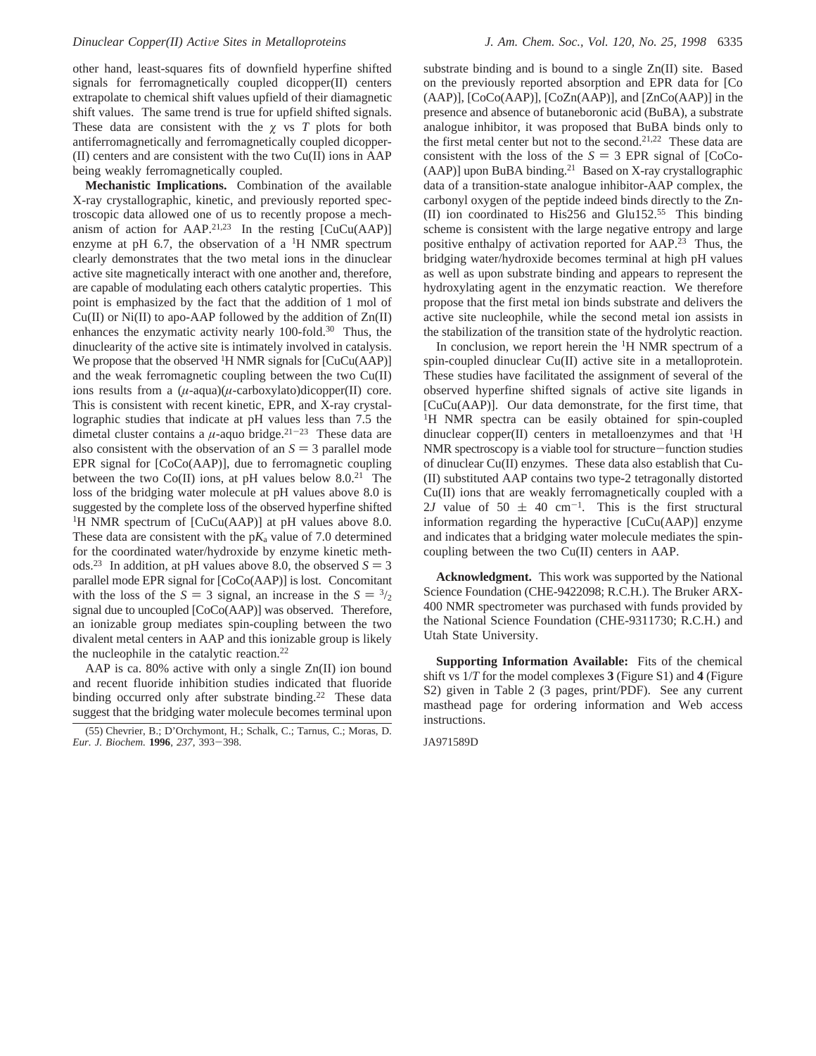other hand, least-squares fits of downfield hyperfine shifted signals for ferromagnetically coupled dicopper(II) centers extrapolate to chemical shift values upfield of their diamagnetic shift values. The same trend is true for upfield shifted signals. These data are consistent with the $\chi$ vs $T$ plots for both antiferromagnetically and ferromagnetically coupled dicopper-(II) centers and are consistent with the two Cu(II) ions in AAP being weakly ferromagnetically coupled.

**Mechanistic Implications.** Combination of the available X-ray crystallographic, kinetic, and previously reported spectroscopic data allowed one of us to recently propose a mechanism of action for AAP.[21,23] In the resting [CuCu(AAP)] enzyme at pH 6.7, the observation of a $^1$H NMR spectrum clearly demonstrates that the two metal ions in the dinuclear active site magnetically interact with one another and, therefore, are capable of modulating each others catalytic properties. This point is emphasized by the fact that the addition of 1 mol of Cu(II) or Ni(II) to apo-AAP followed by the addition of Zn(II) enhances the enzymatic activity nearly 100-fold.[30] Thus, the dinuclearity of the active site is intimately involved in catalysis. We propose that the observed $^1$H NMR signals for [CuCu(AAP)] and the weak ferromagnetic coupling between the two Cu(II) ions results from a ($\mu$-aqua)($\mu$-carboxylato)dicopper(II) core. This is consistent with recent kinetic, EPR, and X-ray crystallographic studies that indicate at pH values less than 7.5 the dimetal cluster contains a $\mu$-aquo bridge.[21-23] These data are also consistent with the observation of an $S = 3$ parallel mode EPR signal for [CoCo(AAP)], due to ferromagnetic coupling between the two Co(II) ions, at pH values below 8.0.[21] The loss of the bridging water molecule at pH values above 8.0 is suggested by the complete loss of the observed hyperfine shifted $^1$H NMR spectrum of [CuCu(AAP)] at pH values above 8.0. These data are consistent with the p$K_a$ value of 7.0 determined for the coordinated water/hydroxide by enzyme kinetic methods.[23] In addition, at pH values above 8.0, the observed $S = 3$ parallel mode EPR signal for [CoCo(AAP)] is lost. Concomitant with the loss of the $S = 3$ signal, an increase in the $S = {}^3/_2$ signal due to uncoupled [CoCo(AAP)] was observed. Therefore, an ionizable group mediates spin-coupling between the two divalent metal centers in AAP and this ionizable group is likely the nucleophile in the catalytic reaction.[22]

AAP is ca. 80% active with only a single Zn(II) ion bound and recent fluoride inhibition studies indicated that fluoride binding occurred only after substrate binding.[22] These data suggest that the bridging water molecule becomes terminal upon substrate binding and is bound to a single Zn(II) site. Based on the previously reported absorption and EPR data for [Co(AAP)], [CoCo(AAP)], [CoZn(AAP)], and [ZnCo(AAP)] in the presence and absence of butaneboronic acid (BuBA), a substrate analogue inhibitor, it was proposed that BuBA binds only to the first metal center but not to the second.[21,22] These data are consistent with the loss of the $S = 3$ EPR signal of [CoCo(AAP)] upon BuBA binding.[21] Based on X-ray crystallographic data of a transition-state analogue inhibitor-AAP complex, the carbonyl oxygen of the peptide indeed binds directly to the Zn(II) ion coordinated to His256 and Glu152.[55] This binding scheme is consistent with the large negative entropy and large positive enthalpy of activation reported for AAP.[23] Thus, the bridging water/hydroxide becomes terminal at high pH values as well as upon substrate binding and appears to represent the hydroxylating agent in the enzymatic reaction. We therefore propose that the first metal ion binds substrate and delivers the active site nucleophile, while the second metal ion assists in the stabilization of the transition state of the hydrolytic reaction.

In conclusion, we report herein the $^1$H NMR spectrum of a spin-coupled dinuclear Cu(II) active site in a metalloprotein. These studies have facilitated the assignment of several of the observed hyperfine shifted signals of active site ligands in [CuCu(AAP)]. Our data demonstrate, for the first time, that $^1$H NMR spectra can be easily obtained for spin-coupled dinuclear copper(II) centers in metalloenzymes and that $^1$H NMR spectroscopy is a viable tool for structure–function studies of dinuclear Cu(II) enzymes. These data also establish that Cu(II) substituted AAP contains two type-2 tetragonally distorted Cu(II) ions that are weakly ferromagnetically coupled with a $2J$ value of $50 \pm 40$ cm$^{-1}$. This is the first structural information regarding the hyperactive [CuCu(AAP)] enzyme and indicates that a bridging water molecule mediates the spin-coupling between the two Cu(II) centers in AAP.

**Acknowledgment.** This work was supported by the National Science Foundation (CHE-9422098; R.C.H.). The Bruker ARX-400 NMR spectrometer was purchased with funds provided by the National Science Foundation (CHE-9311730; R.C.H.) and Utah State University.

**Supporting Information Available:** Fits of the chemical shift vs $1/T$ for the model complexes **3** (Figure S1) and **4** (Figure S2) given in Table 2 (3 pages, print/PDF). See any current masthead page for ordering information and Web access instructions.

JA971589D

(55) Chevrier, B.; D'Orchymont, H.; Schalk, C.; Tarnus, C.; Moras, D. *Eur. J. Biochem.* **1996**, *237*, 393–398.